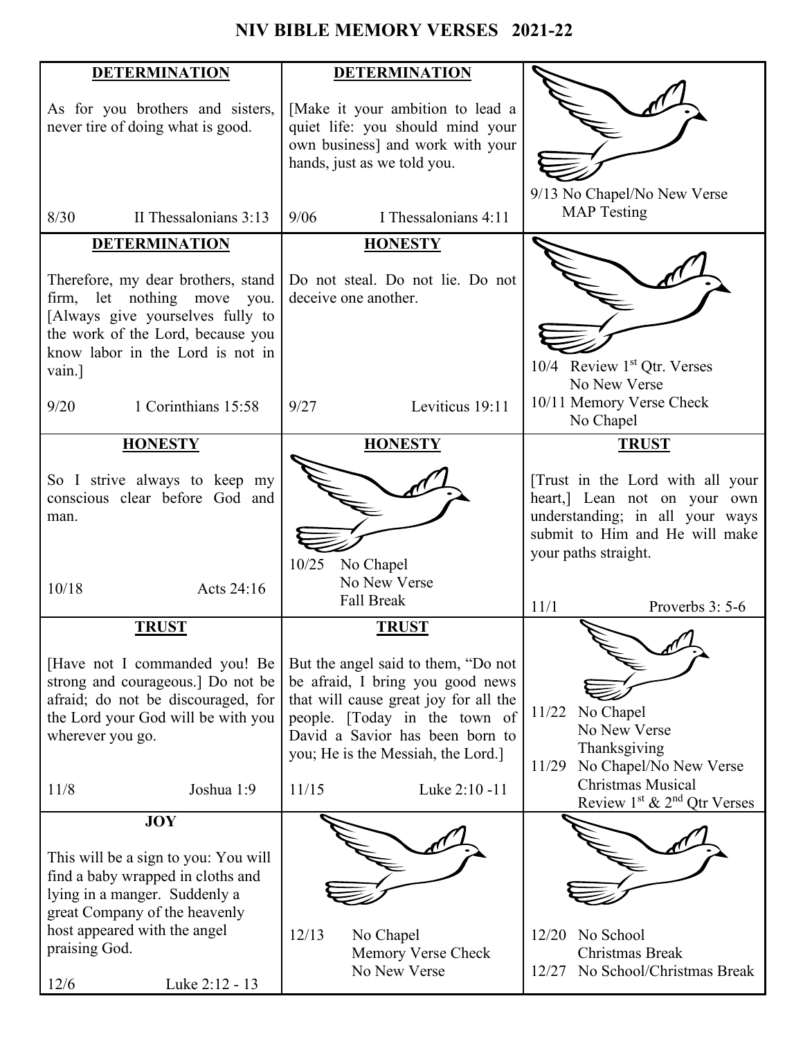# NIV BIBLE MEMORY VERSES 2021-22

| | | |
|---|---|---|
| **DETERMINATION**<br><br>As for you brothers and sisters, never tire of doing what is good.<br><br>8/30 II Thessalonians 3:13 | **DETERMINATION**<br><br>[Make it your ambition to lead a quiet life: you should mind your own business] and work with your hands, just as we told you.<br><br>9/06 I Thessalonians 4:11 | 9/13 No Chapel/No New Verse<br>MAP Testing |
| **DETERMINATION**<br><br>Therefore, my dear brothers, stand firm, let nothing move you. [Always give yourselves fully to the work of the Lord, because you know labor in the Lord is not in vain.]<br><br>9/20 1 Corinthians 15:58 | **HONESTY**<br><br>Do not steal. Do not lie. Do not deceive one another.<br><br>9/27 Leviticus 19:11 | 10/4 Review 1st Qtr. Verses<br>No New Verse<br>10/11 Memory Verse Check<br>No Chapel |
| **HONESTY**<br><br>So I strive always to keep my conscious clear before God and man.<br><br>10/18 Acts 24:16 | **HONESTY**<br><br>10/25 No Chapel<br>No New Verse<br>Fall Break | **TRUST**<br><br>[Trust in the Lord with all your heart,] Lean not on your own understanding; in all your ways submit to Him and He will make your paths straight.<br><br>11/1 Proverbs 3: 5-6 |
| **TRUST**<br><br>[Have not I commanded you! Be strong and courageous.] Do not be afraid; do not be discouraged, for the Lord your God will be with you wherever you go.<br><br>11/8 Joshua 1:9 | **TRUST**<br><br>But the angel said to them, "Do not be afraid, I bring you good news that will cause great joy for all the people. [Today in the town of David a Savior has been born to you; He is the Messiah, the Lord.]<br><br>11/15 Luke 2:10 -11 | 11/22 No Chapel<br>No New Verse<br>Thanksgiving<br>11/29 No Chapel/No New Verse<br>Christmas Musical<br>Review 1st & 2nd Qtr Verses |
| **JOY**<br><br>This will be a sign to you: You will find a baby wrapped in cloths and lying in a manger. Suddenly a great Company of the heavenly host appeared with the angel praising God.<br><br>12/6 Luke 2:12 - 13 | 12/13 No Chapel<br>Memory Verse Check<br>No New Verse | 12/20 No School<br>Christmas Break<br>12/27 No School/Christmas Break |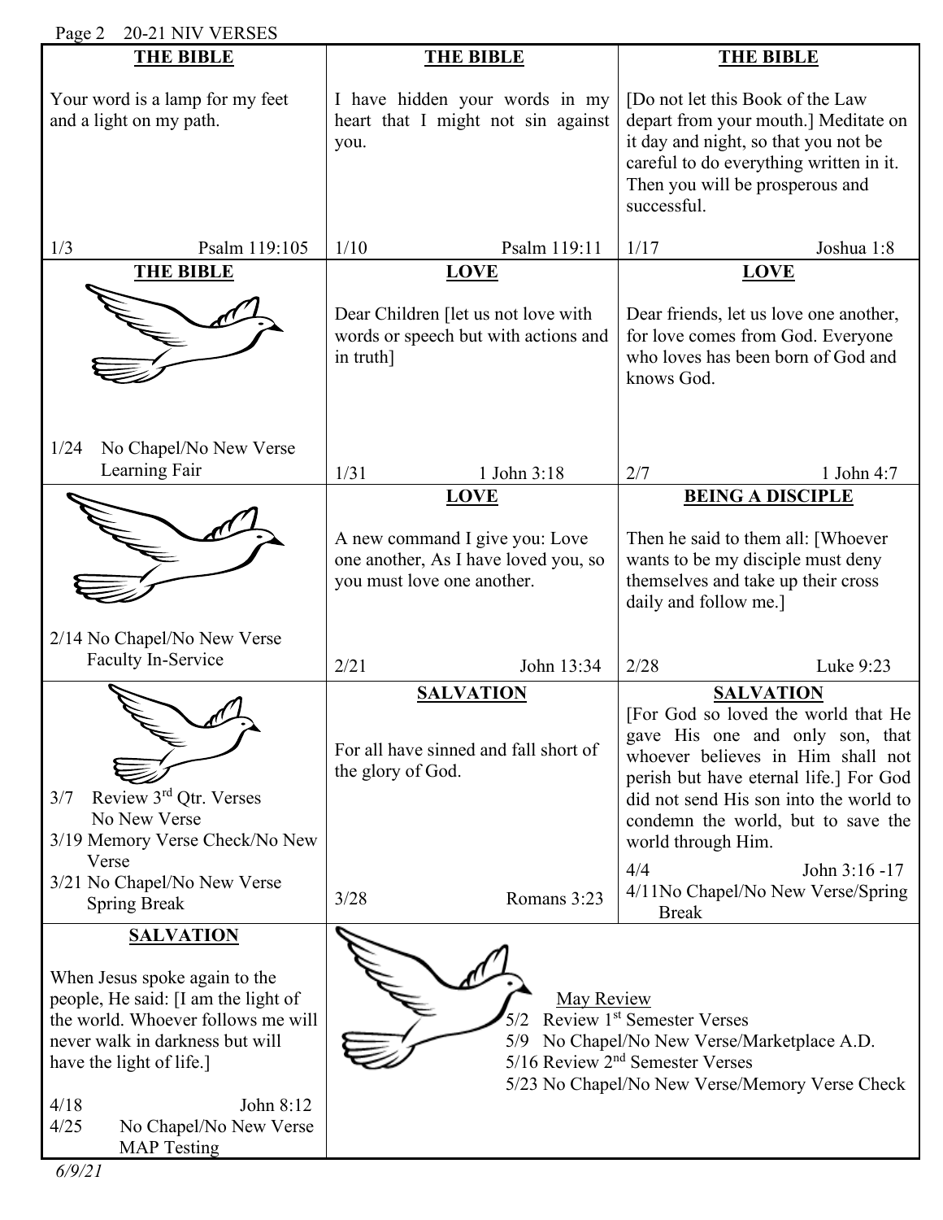Page 2 20-21 NIV VERSES

| THE BIBLE | THE BIBLE | THE BIBLE |
|---|---|---|
| Your word is a lamp for my feet and a light on my path.<br><br>1/3 Psalm 119:105 | I have hidden your words in my heart that I might not sin against you.<br><br>1/10 Psalm 119:11 | [Do not let this Book of the Law depart from your mouth.] Meditate on it day and night, so that you not be careful to do everything written in it. Then you will be prosperous and successful.<br><br>1/17 Joshua 1:8 |
| **THE BIBLE**<br><br>1/24 No Chapel/No New Verse Learning Fair | **LOVE**<br><br>Dear Children [let us not love with words or speech but with actions and in truth]<br><br>1/31 1 John 3:18 | **LOVE**<br><br>Dear friends, let us love one another, for love comes from God. Everyone who loves has been born of God and knows God.<br><br>2/7 1 John 4:7 |
| 2/14 No Chapel/No New Verse Faculty In-Service | **LOVE**<br><br>A new command I give you: Love one another, As I have loved you, so you must love one another.<br><br>2/21 John 13:34 | **BEING A DISCIPLE**<br><br>Then he said to them all: [Whoever wants to be my disciple must deny themselves and take up their cross daily and follow me.]<br><br>2/28 Luke 9:23 |
| 3/7 Review 3rd Qtr. Verses No New Verse<br>3/19 Memory Verse Check/No New Verse<br>3/21 No Chapel/No New Verse Spring Break | **SALVATION**<br><br>For all have sinned and fall short of the glory of God.<br><br>3/28 Romans 3:23 | **SALVATION**<br><br>[For God so loved the world that He gave His one and only son, that whoever believes in Him shall not perish but have eternal life.] For God did not send His son into the world to condemn the world, but to save the world through Him.<br><br>4/4 John 3:16 -17<br>4/11No Chapel/No New Verse/Spring Break |
| **SALVATION**<br><br>When Jesus spoke again to the people, He said: [I am the light of the world. Whoever follows me will never walk in darkness but will have the light of life.]<br><br>4/18 John 8:12<br>4/25 No Chapel/No New Verse MAP Testing | May Review<br>5/2 Review 1st Semester Verses<br>5/9 No Chapel/No New Verse/Marketplace A.D.<br>5/16 Review 2nd Semester Verses<br>5/23 No Chapel/No New Verse/Memory Verse Check | |

*6/9/21*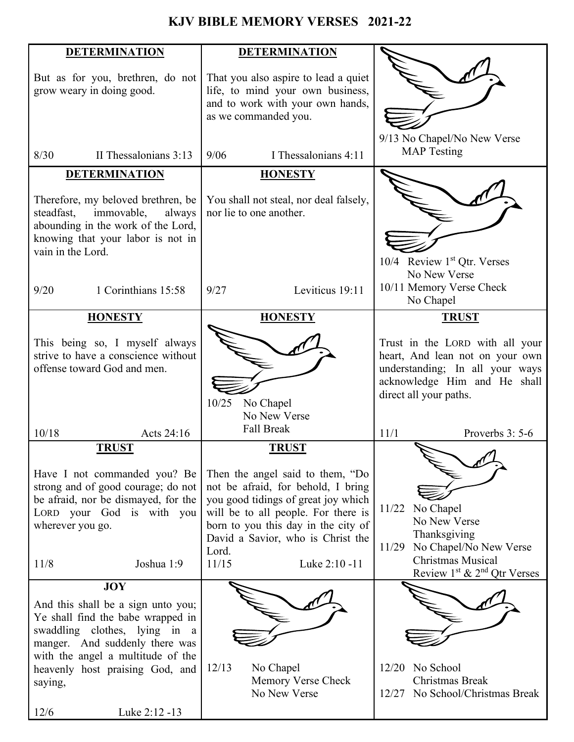# KJV BIBLE MEMORY VERSES 2021-22

| | | |
|---|---|---|
| **DETERMINATION**<br><br>But as for you, brethren, do not grow weary in doing good.<br><br>8/30 II Thessalonians 3:13 | **DETERMINATION**<br><br>That you also aspire to lead a quiet life, to mind your own business, and to work with your own hands, as we commanded you.<br><br>9/06 I Thessalonians 4:11 | 9/13 No Chapel/No New Verse<br>MAP Testing |
| **DETERMINATION**<br><br>Therefore, my beloved brethren, be steadfast, immovable, always abounding in the work of the Lord, knowing that your labor is not in vain in the Lord.<br><br>9/20 1 Corinthians 15:58 | **HONESTY**<br><br>You shall not steal, nor deal falsely, nor lie to one another.<br><br>9/27 Leviticus 19:11 | 10/4 Review 1st Qtr. Verses<br>No New Verse<br>10/11 Memory Verse Check<br>No Chapel |
| **HONESTY**<br><br>This being so, I myself always strive to have a conscience without offense toward God and men.<br><br>10/18 Acts 24:16 | **HONESTY**<br><br>10/25 No Chapel<br>No New Verse<br>Fall Break | **TRUST**<br><br>Trust in the LORD with all your heart, And lean not on your own understanding; In all your ways acknowledge Him and He shall direct all your paths.<br><br>11/1 Proverbs 3: 5-6 |
| **TRUST**<br><br>Have I not commanded you? Be strong and of good courage; do not be afraid, nor be dismayed, for the LORD your God is with you wherever you go.<br><br>11/8 Joshua 1:9 | **TRUST**<br><br>Then the angel said to them, "Do not be afraid, for behold, I bring you good tidings of great joy which will be to all people. For there is born to you this day in the city of David a Savior, who is Christ the Lord.<br>11/15 Luke 2:10 -11 | 11/22 No Chapel<br>No New Verse<br>Thanksgiving<br>11/29 No Chapel/No New Verse<br>Christmas Musical<br>Review 1st & 2nd Qtr Verses |
| **JOY**<br><br>And this shall be a sign unto you; Ye shall find the babe wrapped in swaddling clothes, lying in a manger. And suddenly there was with the angel a multitude of the heavenly host praising God, and saying,<br><br>12/6 Luke 2:12 -13 | 12/13 No Chapel<br>Memory Verse Check<br>No New Verse | 12/20 No School<br>Christmas Break<br>12/27 No School/Christmas Break |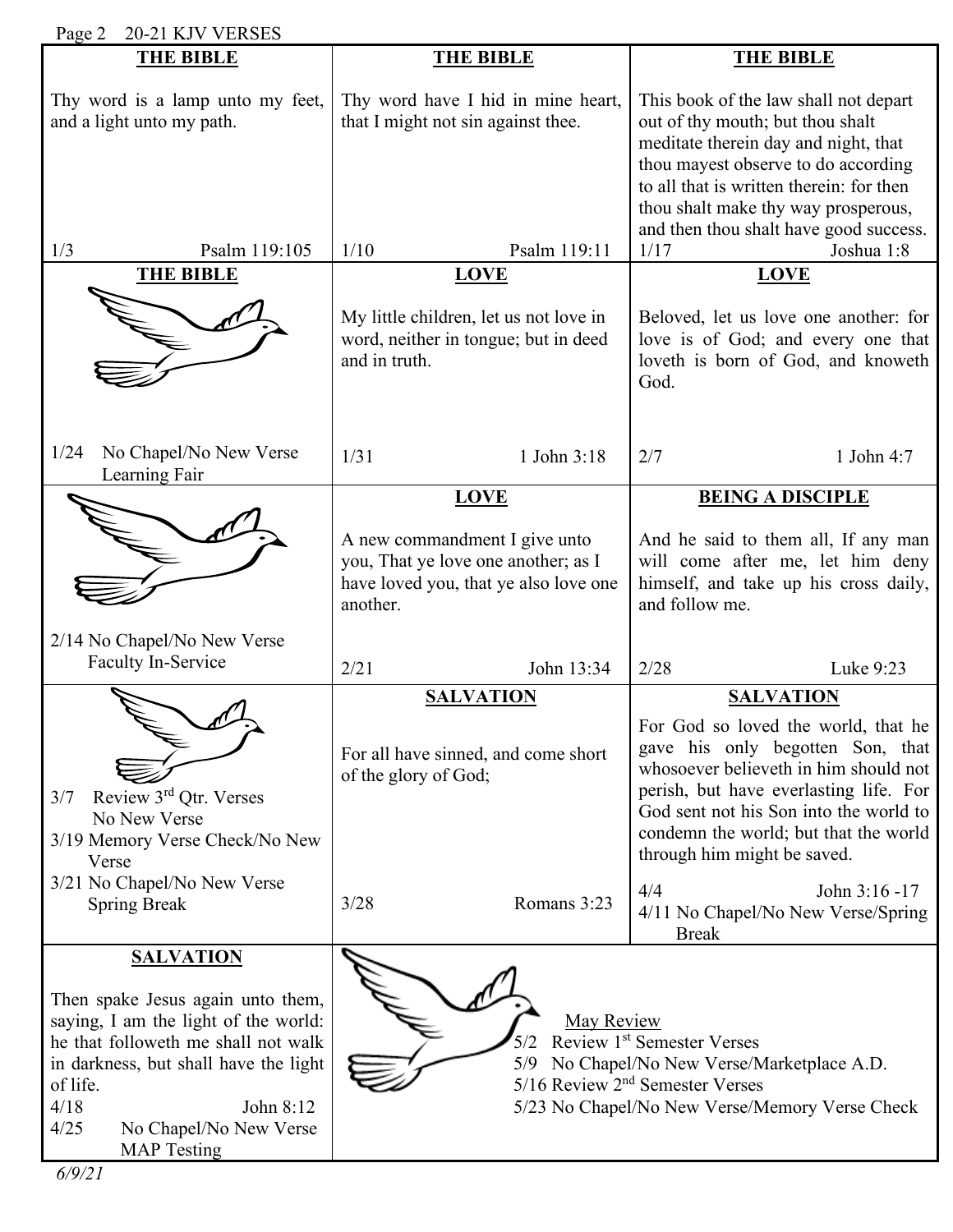Page 2 20-21 KJV VERSES

| | | |
|---|---|---|
| **THE BIBLE**<br><br>Thy word is a lamp unto my feet, and a light unto my path.<br><br>1/3 Psalm 119:105 | **THE BIBLE**<br><br>Thy word have I hid in mine heart, that I might not sin against thee.<br><br>1/10 Psalm 119:11 | **THE BIBLE**<br><br>This book of the law shall not depart out of thy mouth; but thou shalt meditate therein day and night, that thou mayest observe to do according to all that is written therein: for then thou shalt make thy way prosperous, and then thou shalt have good success.<br><br>1/17 Joshua 1:8 |
| **THE BIBLE**<br><br>1/24 No Chapel/No New Verse Learning Fair | **LOVE**<br><br>My little children, let us not love in word, neither in tongue; but in deed and in truth.<br><br>1/31 1 John 3:18 | **LOVE**<br><br>Beloved, let us love one another: for love is of God; and every one that loveth is born of God, and knoweth God.<br><br>2/7 1 John 4:7 |
| 2/14 No Chapel/No New Verse Faculty In-Service | **LOVE**<br><br>A new commandment I give unto you, That ye love one another; as I have loved you, that ye also love one another.<br><br>2/21 John 13:34 | **BEING A DISCIPLE**<br><br>And he said to them all, If any man will come after me, let him deny himself, and take up his cross daily, and follow me.<br><br>2/28 Luke 9:23 |
| 3/7 Review 3rd Qtr. Verses No New Verse<br>3/19 Memory Verse Check/No New Verse<br>3/21 No Chapel/No New Verse Spring Break | **SALVATION**<br><br>For all have sinned, and come short of the glory of God;<br><br>3/28 Romans 3:23 | **SALVATION**<br><br>For God so loved the world, that he gave his only begotten Son, that whosoever believeth in him should not perish, but have everlasting life. For God sent not his Son into the world to condemn the world; but that the world through him might be saved.<br><br>4/4 John 3:16 -17<br>4/11 No Chapel/No New Verse/Spring Break |
| **SALVATION**<br><br>Then spake Jesus again unto them, saying, I am the light of the world: he that followeth me shall not walk in darkness, but shall have the light of life.<br><br>4/18 John 8:12<br>4/25 No Chapel/No New Verse MAP Testing | May Review<br>5/2 Review 1st Semester Verses<br>5/9 No Chapel/No New Verse/Marketplace A.D.<br>5/16 Review 2nd Semester Verses<br>5/23 No Chapel/No New Verse/Memory Verse Check | |

*6/9/21*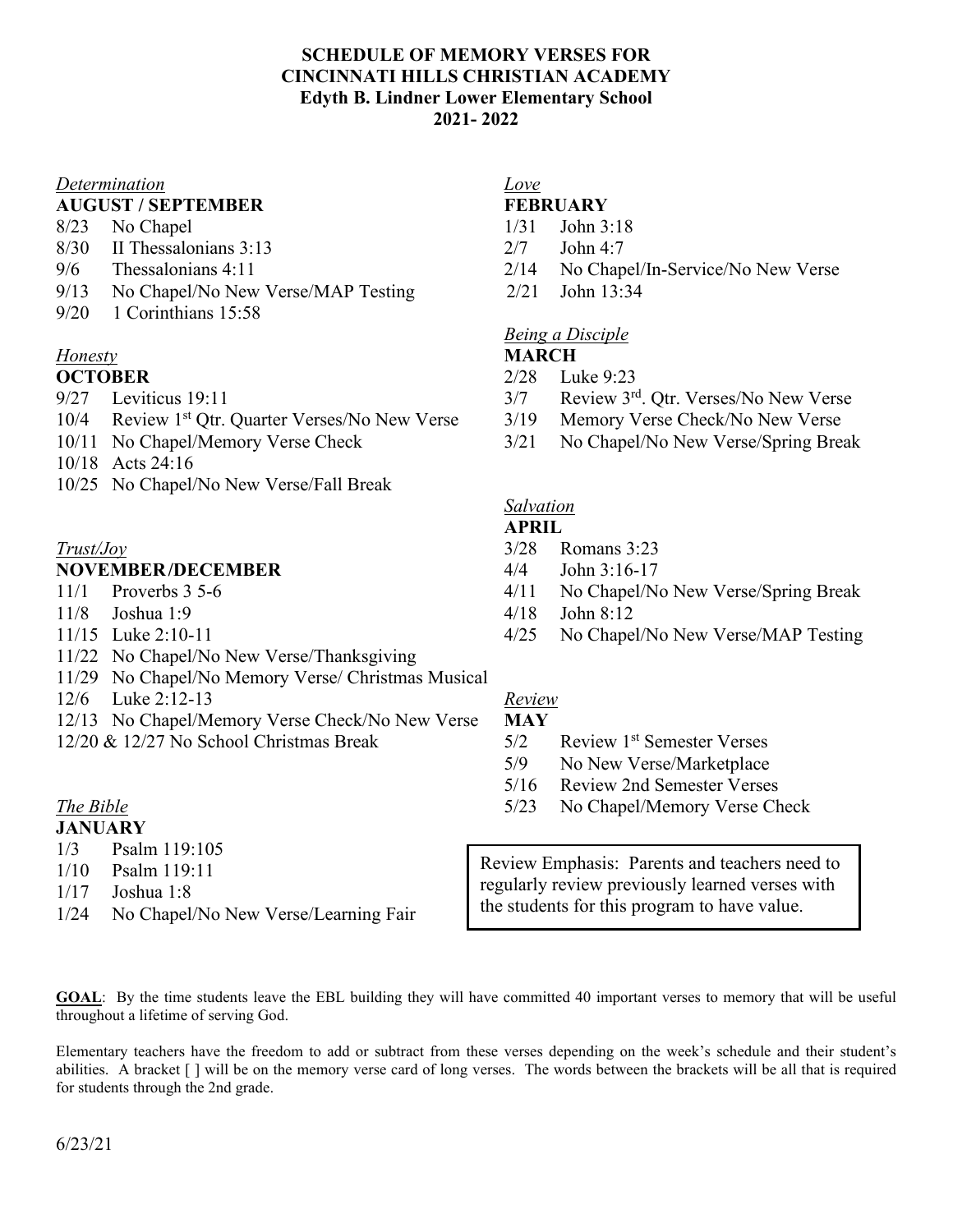**SCHEDULE OF MEMORY VERSES FOR**
**CINCINNATI HILLS CHRISTIAN ACADEMY**
**Edyth B. Lindner Lower Elementary School**
**2021- 2022**

*Determination*

**AUGUST / SEPTEMBER**

- 8/23 No Chapel
- 8/30 II Thessalonians 3:13
- 9/6 Thessalonians 4:11
- 9/13 No Chapel/No New Verse/MAP Testing
- 9/20 1 Corinthians 15:58

*Honesty*

**OCTOBER**

- 9/27 Leviticus 19:11
- 10/4 Review 1st Qtr. Quarter Verses/No New Verse
- 10/11 No Chapel/Memory Verse Check
- 10/18 Acts 24:16
- 10/25 No Chapel/No New Verse/Fall Break

*Trust/Joy*

**NOVEMBER/DECEMBER**

- 11/1 Proverbs 3 5-6
- 11/8 Joshua 1:9
- 11/15 Luke 2:10-11
- 11/22 No Chapel/No New Verse/Thanksgiving
- 11/29 No Chapel/No Memory Verse/ Christmas Musical
- 12/6 Luke 2:12-13
- 12/13 No Chapel/Memory Verse Check/No New Verse
- 12/20 & 12/27 No School Christmas Break

*The Bible*

**JANUARY**

- 1/3 Psalm 119:105
- 1/10 Psalm 119:11
- 1/17 Joshua 1:8
- 1/24 No Chapel/No New Verse/Learning Fair

*Love*

**FEBRUARY**

- 1/31 John 3:18
- 2/7 John 4:7
- 2/14 No Chapel/In-Service/No New Verse
- 2/21 John 13:34

*Being a Disciple*

**MARCH**

- 2/28 Luke 9:23
- 3/7 Review 3rd. Qtr. Verses/No New Verse
- 3/19 Memory Verse Check/No New Verse
- 3/21 No Chapel/No New Verse/Spring Break

*Salvation*

**APRIL**

- 3/28 Romans 3:23
- 4/4 John 3:16-17
- 4/11 No Chapel/No New Verse/Spring Break
- 4/18 John 8:12
- 4/25 No Chapel/No New Verse/MAP Testing

*Review*

**MAY**

- 5/2 Review 1st Semester Verses
- 5/9 No New Verse/Marketplace
- 5/16 Review 2nd Semester Verses
- 5/23 No Chapel/Memory Verse Check

Review Emphasis: Parents and teachers need to regularly review previously learned verses with the students for this program to have value.

**GOAL**: By the time students leave the EBL building they will have committed 40 important verses to memory that will be useful throughout a lifetime of serving God.

Elementary teachers have the freedom to add or subtract from these verses depending on the week's schedule and their student's abilities. A bracket [ ] will be on the memory verse card of long verses. The words between the brackets will be all that is required for students through the 2nd grade.

6/23/21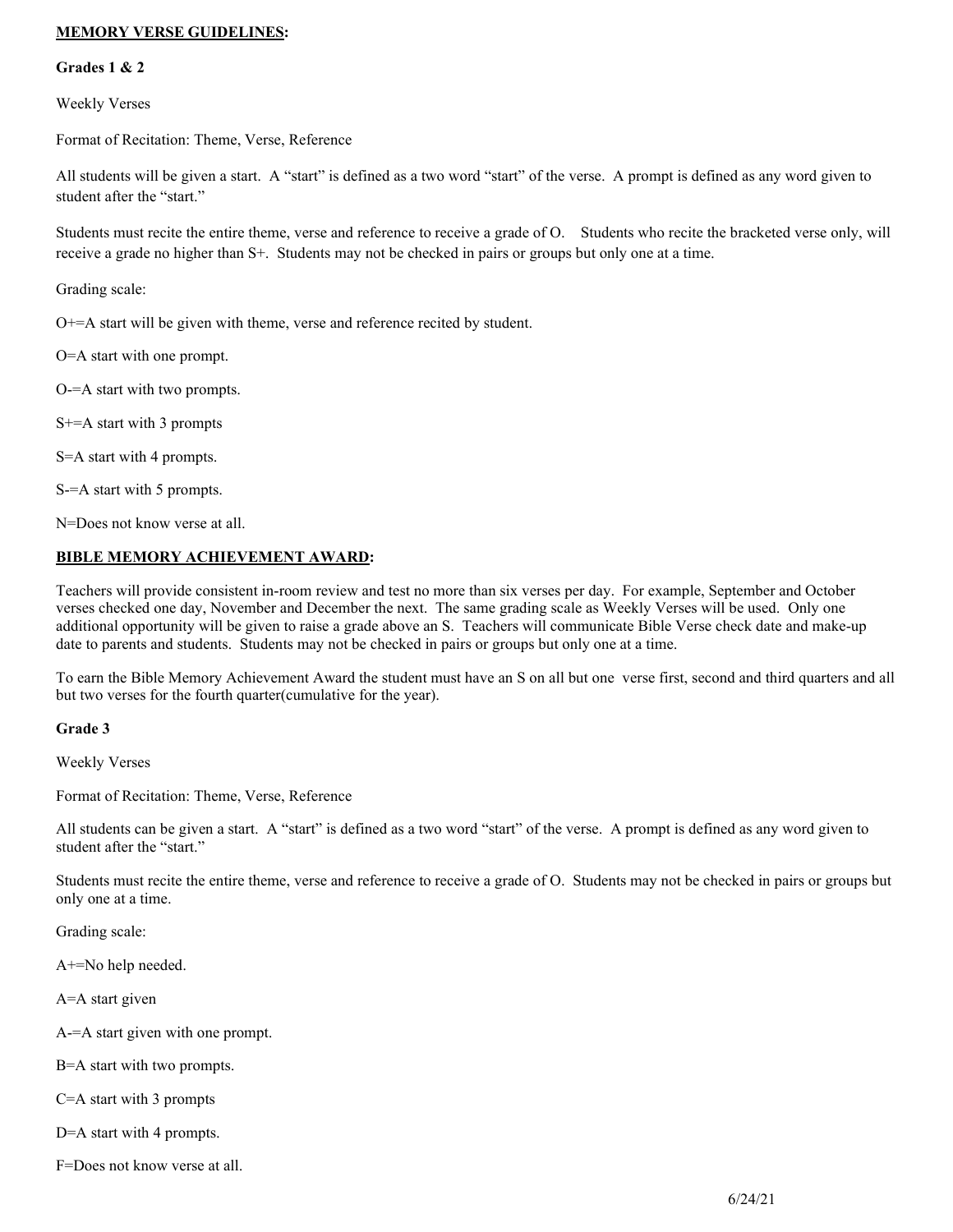**MEMORY VERSE GUIDELINES:**

**Grades 1 & 2**

Weekly Verses

Format of Recitation: Theme, Verse, Reference

All students will be given a start. A "start" is defined as a two word "start" of the verse. A prompt is defined as any word given to student after the "start."

Students must recite the entire theme, verse and reference to receive a grade of O. Students who recite the bracketed verse only, will receive a grade no higher than S+. Students may not be checked in pairs or groups but only one at a time.

Grading scale:

O+=A start will be given with theme, verse and reference recited by student.

O=A start with one prompt.

O-=A start with two prompts.

S+=A start with 3 prompts

S=A start with 4 prompts.

S-=A start with 5 prompts.

N=Does not know verse at all.

**BIBLE MEMORY ACHIEVEMENT AWARD:**

Teachers will provide consistent in-room review and test no more than six verses per day. For example, September and October verses checked one day, November and December the next. The same grading scale as Weekly Verses will be used. Only one additional opportunity will be given to raise a grade above an S. Teachers will communicate Bible Verse check date and make-up date to parents and students. Students may not be checked in pairs or groups but only one at a time.

To earn the Bible Memory Achievement Award the student must have an S on all but one verse first, second and third quarters and all but two verses for the fourth quarter(cumulative for the year).

**Grade 3**

Weekly Verses

Format of Recitation: Theme, Verse, Reference

All students can be given a start. A "start" is defined as a two word "start" of the verse. A prompt is defined as any word given to student after the "start."

Students must recite the entire theme, verse and reference to receive a grade of O. Students may not be checked in pairs or groups but only one at a time.

Grading scale:

A+=No help needed.

A=A start given

A-=A start given with one prompt.

B=A start with two prompts.

C=A start with 3 prompts

D=A start with 4 prompts.

F=Does not know verse at all.

6/24/21